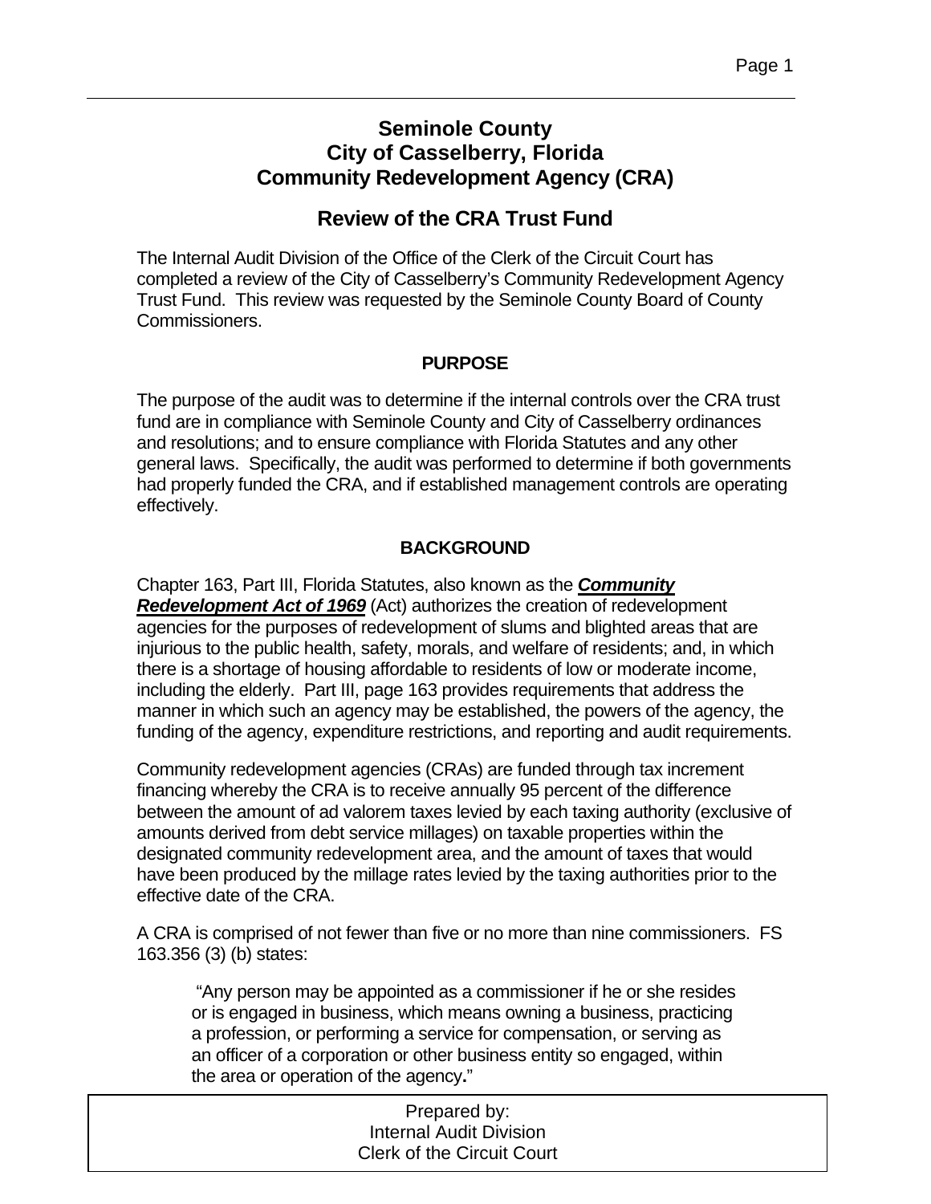# Seminole County
# City of Casselberry, Florida
# Community Redevelopment Agency (CRA)

## Review of the CRA Trust Fund

The Internal Audit Division of the Office of the Clerk of the Circuit Court has completed a review of the City of Casselberry's Community Redevelopment Agency Trust Fund. This review was requested by the Seminole County Board of County Commissioners.

### PURPOSE

The purpose of the audit was to determine if the internal controls over the CRA trust fund are in compliance with Seminole County and City of Casselberry ordinances and resolutions; and to ensure compliance with Florida Statutes and any other general laws. Specifically, the audit was performed to determine if both governments had properly funded the CRA, and if established management controls are operating effectively.

### BACKGROUND

Chapter 163, Part III, Florida Statutes, also known as the ***Community Redevelopment Act of 1969*** (Act) authorizes the creation of redevelopment agencies for the purposes of redevelopment of slums and blighted areas that are injurious to the public health, safety, morals, and welfare of residents; and, in which there is a shortage of housing affordable to residents of low or moderate income, including the elderly. Part III, page 163 provides requirements that address the manner in which such an agency may be established, the powers of the agency, the funding of the agency, expenditure restrictions, and reporting and audit requirements.

Community redevelopment agencies (CRAs) are funded through tax increment financing whereby the CRA is to receive annually 95 percent of the difference between the amount of ad valorem taxes levied by each taxing authority (exclusive of amounts derived from debt service millages) on taxable properties within the designated community redevelopment area, and the amount of taxes that would have been produced by the millage rates levied by the taxing authorities prior to the effective date of the CRA.

A CRA is comprised of not fewer than five or no more than nine commissioners. FS 163.356 (3) (b) states:

> "Any person may be appointed as a commissioner if he or she resides or is engaged in business, which means owning a business, practicing a profession, or performing a service for compensation, or serving as an officer of a corporation or other business entity so engaged, within the area or operation of the agency."

Prepared by:
Internal Audit Division
Clerk of the Circuit Court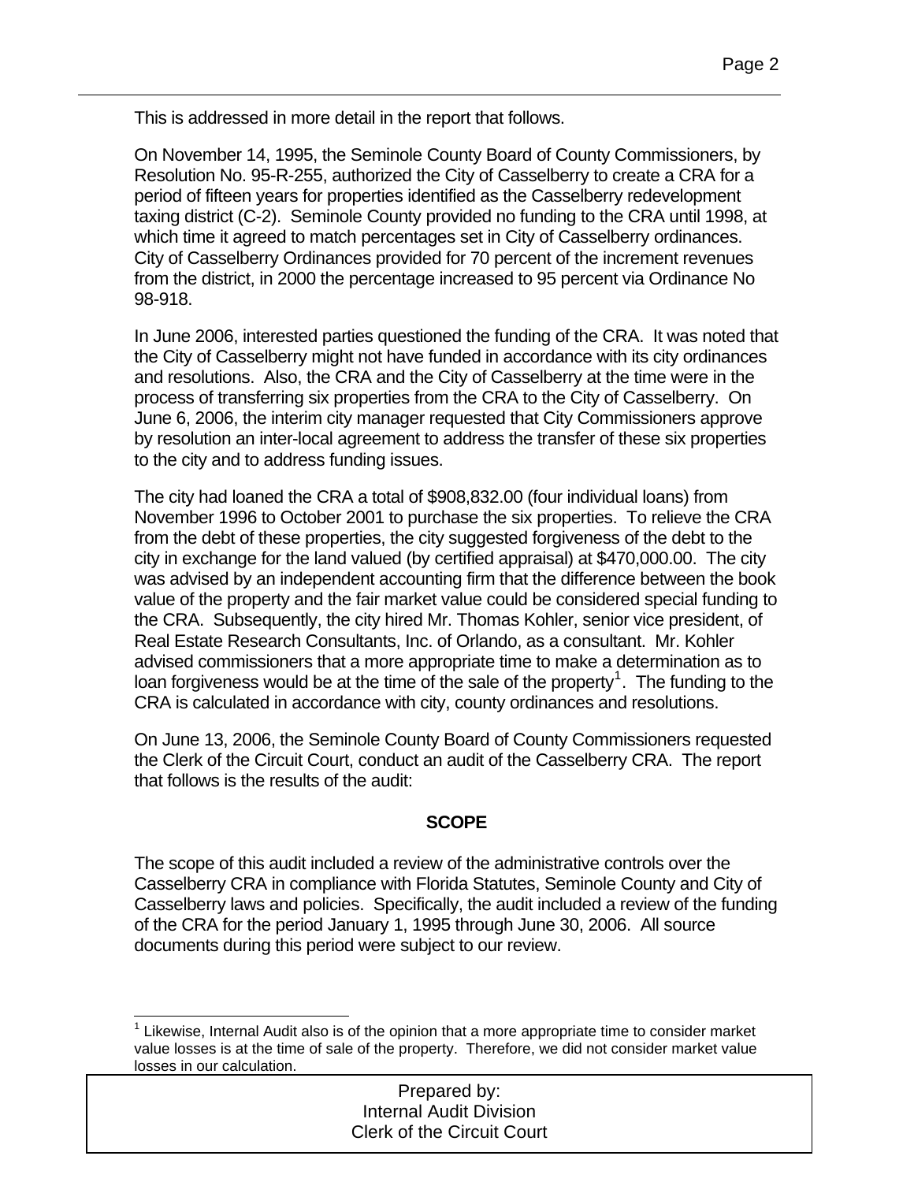This is addressed in more detail in the report that follows.

On November 14, 1995, the Seminole County Board of County Commissioners, by Resolution No. 95-R-255, authorized the City of Casselberry to create a CRA for a period of fifteen years for properties identified as the Casselberry redevelopment taxing district (C-2). Seminole County provided no funding to the CRA until 1998, at which time it agreed to match percentages set in City of Casselberry ordinances. City of Casselberry Ordinances provided for 70 percent of the increment revenues from the district, in 2000 the percentage increased to 95 percent via Ordinance No 98-918.

In June 2006, interested parties questioned the funding of the CRA. It was noted that the City of Casselberry might not have funded in accordance with its city ordinances and resolutions. Also, the CRA and the City of Casselberry at the time were in the process of transferring six properties from the CRA to the City of Casselberry. On June 6, 2006, the interim city manager requested that City Commissioners approve by resolution an inter-local agreement to address the transfer of these six properties to the city and to address funding issues.

The city had loaned the CRA a total of $908,832.00 (four individual loans) from November 1996 to October 2001 to purchase the six properties. To relieve the CRA from the debt of these properties, the city suggested forgiveness of the debt to the city in exchange for the land valued (by certified appraisal) at $470,000.00. The city was advised by an independent accounting firm that the difference between the book value of the property and the fair market value could be considered special funding to the CRA. Subsequently, the city hired Mr. Thomas Kohler, senior vice president, of Real Estate Research Consultants, Inc. of Orlando, as a consultant. Mr. Kohler advised commissioners that a more appropriate time to make a determination as to loan forgiveness would be at the time of the sale of the property[1]. The funding to the CRA is calculated in accordance with city, county ordinances and resolutions.

On June 13, 2006, the Seminole County Board of County Commissioners requested the Clerk of the Circuit Court, conduct an audit of the Casselberry CRA. The report that follows is the results of the audit:

## SCOPE

The scope of this audit included a review of the administrative controls over the Casselberry CRA in compliance with Florida Statutes, Seminole County and City of Casselberry laws and policies. Specifically, the audit included a review of the funding of the CRA for the period January 1, 1995 through June 30, 2006. All source documents during this period were subject to our review.

[1] Likewise, Internal Audit also is of the opinion that a more appropriate time to consider market value losses is at the time of sale of the property. Therefore, we did not consider market value losses in our calculation.

Prepared by:
Internal Audit Division
Clerk of the Circuit Court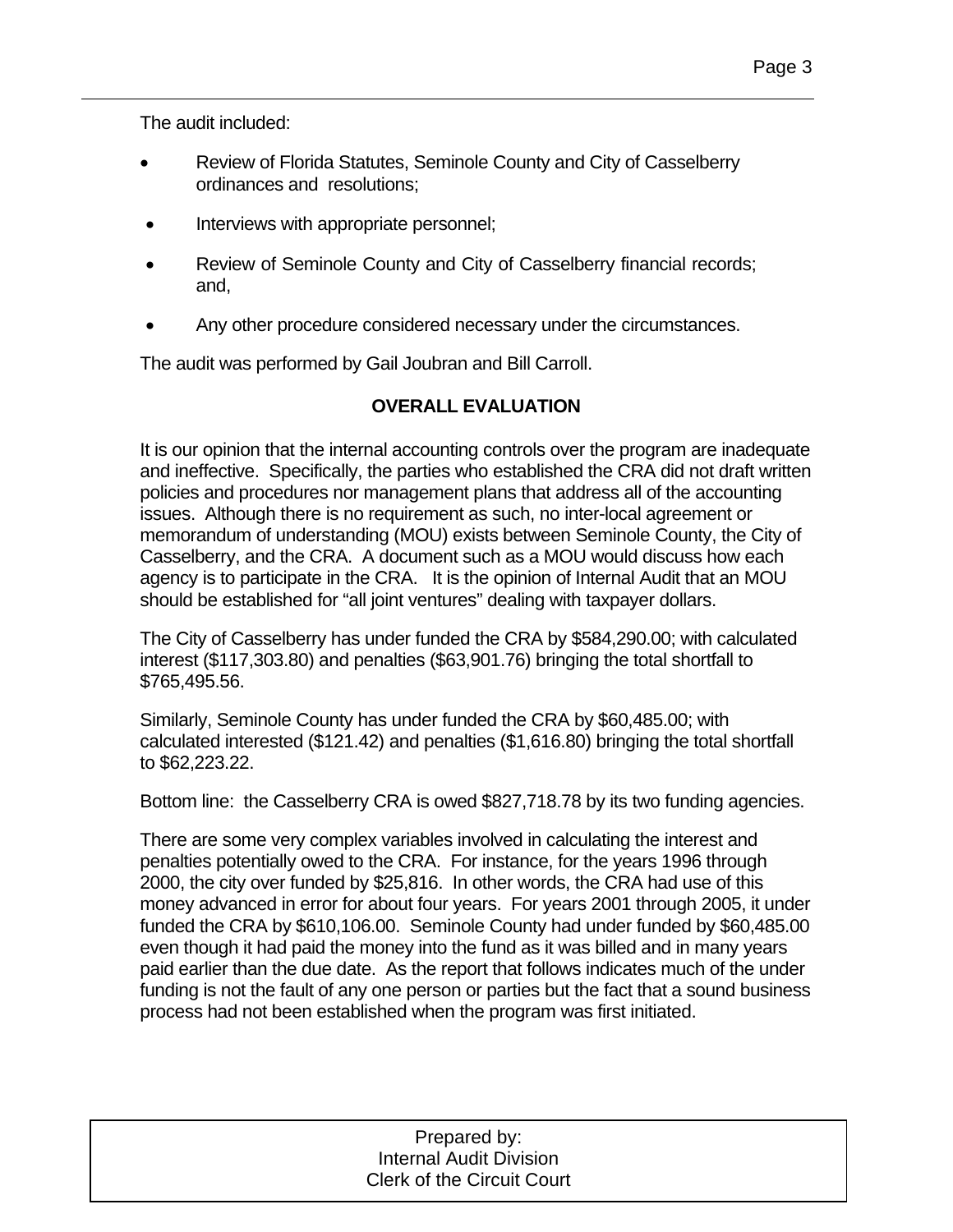The audit included:

- Review of Florida Statutes, Seminole County and City of Casselberry ordinances and resolutions;
- Interviews with appropriate personnel;
- Review of Seminole County and City of Casselberry financial records; and,
- Any other procedure considered necessary under the circumstances.

The audit was performed by Gail Joubran and Bill Carroll.

## OVERALL EVALUATION

It is our opinion that the internal accounting controls over the program are inadequate and ineffective. Specifically, the parties who established the CRA did not draft written policies and procedures nor management plans that address all of the accounting issues. Although there is no requirement as such, no inter-local agreement or memorandum of understanding (MOU) exists between Seminole County, the City of Casselberry, and the CRA. A document such as a MOU would discuss how each agency is to participate in the CRA. It is the opinion of Internal Audit that an MOU should be established for "all joint ventures" dealing with taxpayer dollars.

The City of Casselberry has under funded the CRA by $584,290.00; with calculated interest ($117,303.80) and penalties ($63,901.76) bringing the total shortfall to $765,495.56.

Similarly, Seminole County has under funded the CRA by $60,485.00; with calculated interested ($121.42) and penalties ($1,616.80) bringing the total shortfall to $62,223.22.

Bottom line: the Casselberry CRA is owed $827,718.78 by its two funding agencies.

There are some very complex variables involved in calculating the interest and penalties potentially owed to the CRA. For instance, for the years 1996 through 2000, the city over funded by $25,816. In other words, the CRA had use of this money advanced in error for about four years. For years 2001 through 2005, it under funded the CRA by $610,106.00. Seminole County had under funded by $60,485.00 even though it had paid the money into the fund as it was billed and in many years paid earlier than the due date. As the report that follows indicates much of the under funding is not the fault of any one person or parties but the fact that a sound business process had not been established when the program was first initiated.

Prepared by:
Internal Audit Division
Clerk of the Circuit Court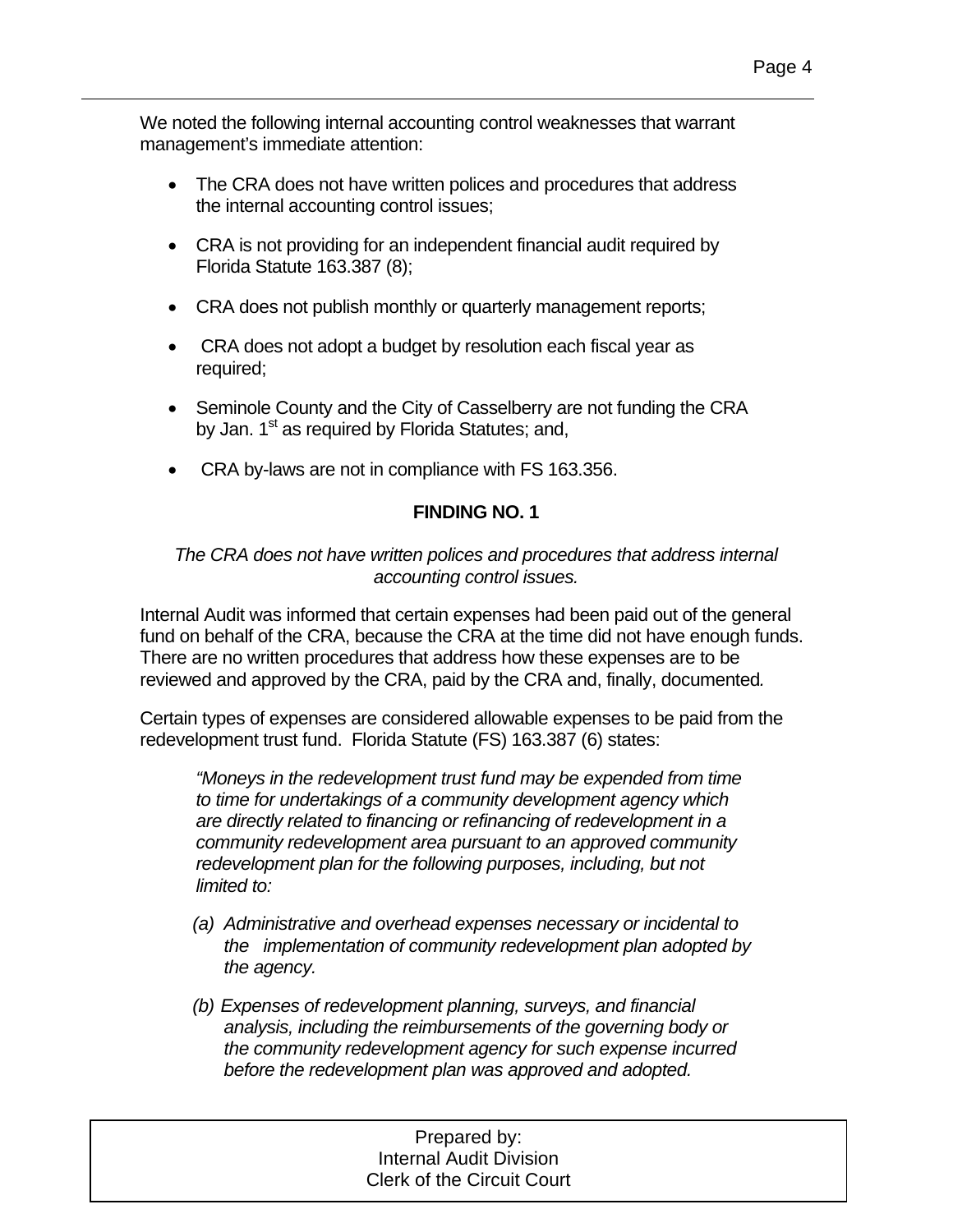We noted the following internal accounting control weaknesses that warrant management's immediate attention:

- The CRA does not have written polices and procedures that address the internal accounting control issues;
- CRA is not providing for an independent financial audit required by Florida Statute 163.387 (8);
- CRA does not publish monthly or quarterly management reports;
- CRA does not adopt a budget by resolution each fiscal year as required;
- Seminole County and the City of Casselberry are not funding the CRA by Jan. 1st as required by Florida Statutes; and,
- CRA by-laws are not in compliance with FS 163.356.

**FINDING NO. 1**

*The CRA does not have written polices and procedures that address internal accounting control issues.*

Internal Audit was informed that certain expenses had been paid out of the general fund on behalf of the CRA, because the CRA at the time did not have enough funds. There are no written procedures that address how these expenses are to be reviewed and approved by the CRA, paid by the CRA and, finally, documented.

Certain types of expenses are considered allowable expenses to be paid from the redevelopment trust fund. Florida Statute (FS) 163.387 (6) states:

> *"Moneys in the redevelopment trust fund may be expended from time to time for undertakings of a community development agency which are directly related to financing or refinancing of redevelopment in a community redevelopment area pursuant to an approved community redevelopment plan for the following purposes, including, but not limited to:*
>
> *(a) Administrative and overhead expenses necessary or incidental to the implementation of community redevelopment plan adopted by the agency.*
>
> *(b) Expenses of redevelopment planning, surveys, and financial analysis, including the reimbursements of the governing body or the community redevelopment agency for such expense incurred before the redevelopment plan was approved and adopted.*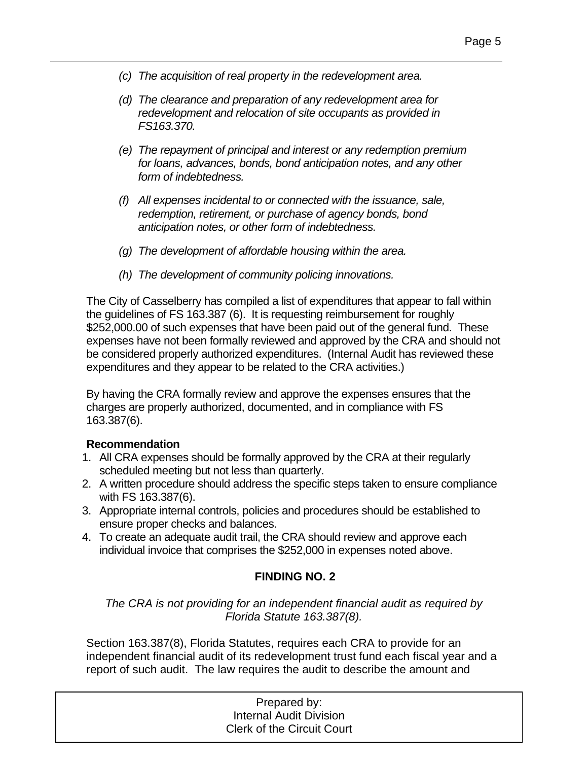*(c) The acquisition of real property in the redevelopment area.*

*(d) The clearance and preparation of any redevelopment area for redevelopment and relocation of site occupants as provided in FS163.370.*

*(e) The repayment of principal and interest or any redemption premium for loans, advances, bonds, bond anticipation notes, and any other form of indebtedness.*

*(f) All expenses incidental to or connected with the issuance, sale, redemption, retirement, or purchase of agency bonds, bond anticipation notes, or other form of indebtedness.*

*(g) The development of affordable housing within the area.*

*(h) The development of community policing innovations.*

The City of Casselberry has compiled a list of expenditures that appear to fall within the guidelines of FS 163.387 (6). It is requesting reimbursement for roughly $252,000.00 of such expenses that have been paid out of the general fund. These expenses have not been formally reviewed and approved by the CRA and should not be considered properly authorized expenditures. (Internal Audit has reviewed these expenditures and they appear to be related to the CRA activities.)

By having the CRA formally review and approve the expenses ensures that the charges are properly authorized, documented, and in compliance with FS 163.387(6).

**Recommendation**

1. All CRA expenses should be formally approved by the CRA at their regularly scheduled meeting but not less than quarterly.
2. A written procedure should address the specific steps taken to ensure compliance with FS 163.387(6).
3. Appropriate internal controls, policies and procedures should be established to ensure proper checks and balances.
4. To create an adequate audit trail, the CRA should review and approve each individual invoice that comprises the $252,000 in expenses noted above.

## FINDING NO. 2

*The CRA is not providing for an independent financial audit as required by Florida Statute 163.387(8).*

Section 163.387(8), Florida Statutes, requires each CRA to provide for an independent financial audit of its redevelopment trust fund each fiscal year and a report of such audit. The law requires the audit to describe the amount and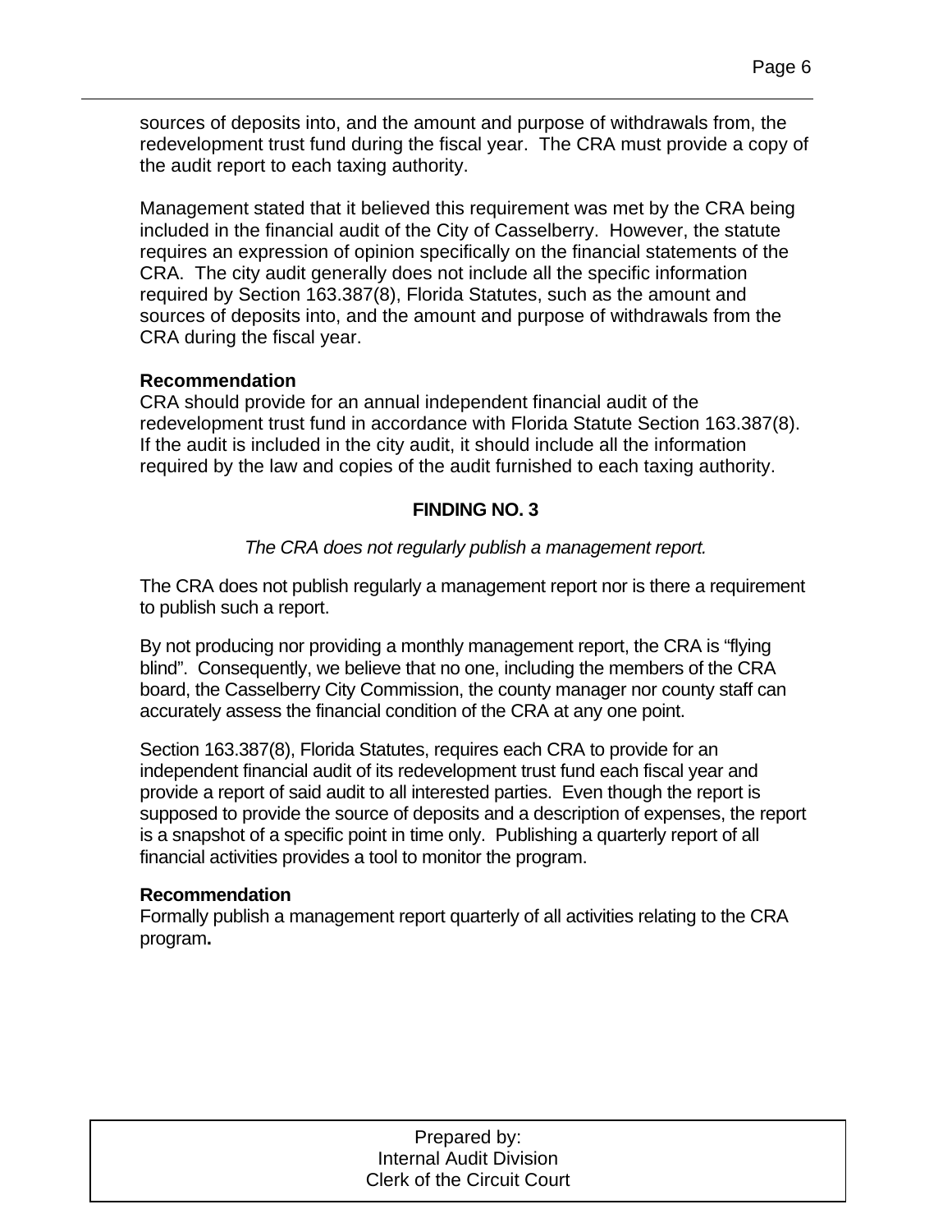sources of deposits into, and the amount and purpose of withdrawals from, the redevelopment trust fund during the fiscal year. The CRA must provide a copy of the audit report to each taxing authority.

Management stated that it believed this requirement was met by the CRA being included in the financial audit of the City of Casselberry. However, the statute requires an expression of opinion specifically on the financial statements of the CRA. The city audit generally does not include all the specific information required by Section 163.387(8), Florida Statutes, such as the amount and sources of deposits into, and the amount and purpose of withdrawals from the CRA during the fiscal year.

**Recommendation**
CRA should provide for an annual independent financial audit of the redevelopment trust fund in accordance with Florida Statute Section 163.387(8). If the audit is included in the city audit, it should include all the information required by the law and copies of the audit furnished to each taxing authority.

### FINDING NO. 3

*The CRA does not regularly publish a management report.*

The CRA does not publish regularly a management report nor is there a requirement to publish such a report.

By not producing nor providing a monthly management report, the CRA is "flying blind". Consequently, we believe that no one, including the members of the CRA board, the Casselberry City Commission, the county manager nor county staff can accurately assess the financial condition of the CRA at any one point.

Section 163.387(8), Florida Statutes, requires each CRA to provide for an independent financial audit of its redevelopment trust fund each fiscal year and provide a report of said audit to all interested parties. Even though the report is supposed to provide the source of deposits and a description of expenses, the report is a snapshot of a specific point in time only. Publishing a quarterly report of all financial activities provides a tool to monitor the program.

**Recommendation**
Formally publish a management report quarterly of all activities relating to the CRA program**.**

Prepared by:
Internal Audit Division
Clerk of the Circuit Court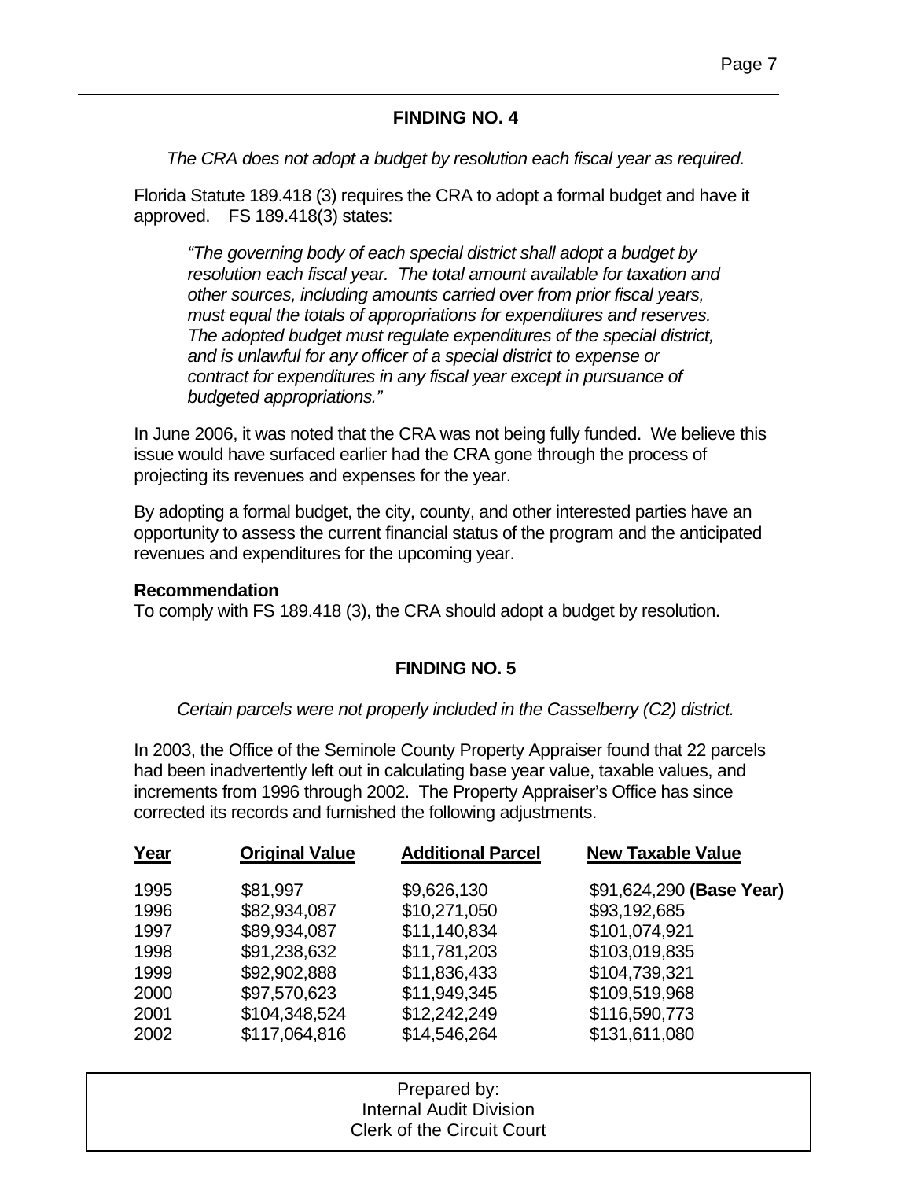## FINDING NO. 4

*The CRA does not adopt a budget by resolution each fiscal year as required.*

Florida Statute 189.418 (3) requires the CRA to adopt a formal budget and have it approved. FS 189.418(3) states:

> *"The governing body of each special district shall adopt a budget by resolution each fiscal year. The total amount available for taxation and other sources, including amounts carried over from prior fiscal years, must equal the totals of appropriations for expenditures and reserves. The adopted budget must regulate expenditures of the special district, and is unlawful for any officer of a special district to expense or contract for expenditures in any fiscal year except in pursuance of budgeted appropriations."*

In June 2006, it was noted that the CRA was not being fully funded. We believe this issue would have surfaced earlier had the CRA gone through the process of projecting its revenues and expenses for the year.

By adopting a formal budget, the city, county, and other interested parties have an opportunity to assess the current financial status of the program and the anticipated revenues and expenditures for the upcoming year.

**Recommendation**
To comply with FS 189.418 (3), the CRA should adopt a budget by resolution.

## FINDING NO. 5

*Certain parcels were not properly included in the Casselberry (C2) district.*

In 2003, the Office of the Seminole County Property Appraiser found that 22 parcels had been inadvertently left out in calculating base year value, taxable values, and increments from 1996 through 2002. The Property Appraiser's Office has since corrected its records and furnished the following adjustments.

| Year | Original Value | Additional Parcel | New Taxable Value |
|---|---|---|---|
| 1995 | $81,997 | $9,626,130 | $91,624,290 **(Base Year)** |
| 1996 | $82,934,087 | $10,271,050 | $93,192,685 |
| 1997 | $89,934,087 | $11,140,834 | $101,074,921 |
| 1998 | $91,238,632 | $11,781,203 | $103,019,835 |
| 1999 | $92,902,888 | $11,836,433 | $104,739,321 |
| 2000 | $97,570,623 | $11,949,345 | $109,519,968 |
| 2001 | $104,348,524 | $12,242,249 | $116,590,773 |
| 2002 | $117,064,816 | $14,546,264 | $131,611,080 |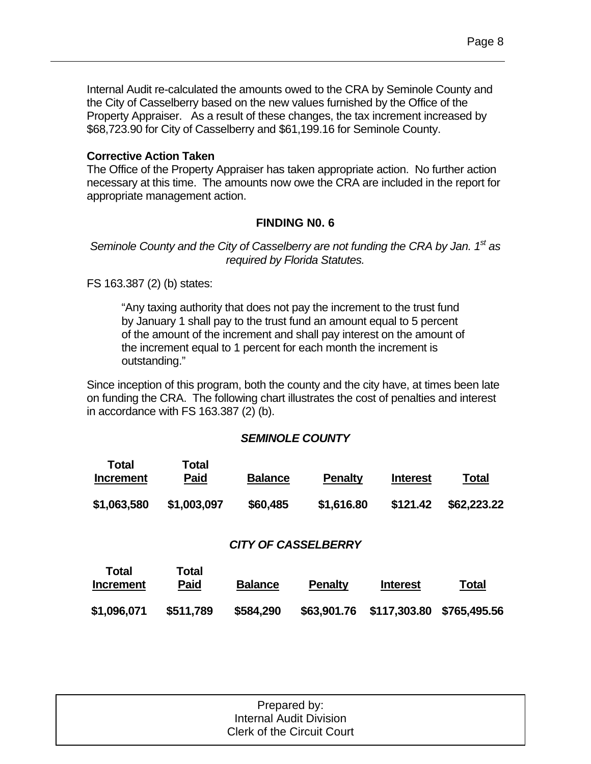Internal Audit re-calculated the amounts owed to the CRA by Seminole County and the City of Casselberry based on the new values furnished by the Office of the Property Appraiser. As a result of these changes, the tax increment increased by $68,723.90 for City of Casselberry and $61,199.16 for Seminole County.

**Corrective Action Taken**
The Office of the Property Appraiser has taken appropriate action. No further action necessary at this time. The amounts now owe the CRA are included in the report for appropriate management action.

### FINDING N0. 6

*Seminole County and the City of Casselberry are not funding the CRA by Jan. 1st as required by Florida Statutes.*

FS 163.387 (2) (b) states:

> "Any taxing authority that does not pay the increment to the trust fund by January 1 shall pay to the trust fund an amount equal to 5 percent of the amount of the increment and shall pay interest on the amount of the increment equal to 1 percent for each month the increment is outstanding."

Since inception of this program, both the county and the city have, at times been late on funding the CRA. The following chart illustrates the cost of penalties and interest in accordance with FS 163.387 (2) (b).

***SEMINOLE COUNTY***

| Total Increment | Total Paid | Balance | Penalty | Interest | Total |
|---|---|---|---|---|---|
| **$1,063,580** | **$1,003,097** | **$60,485** | **$1,616.80** | **$121.42** | **$62,223.22** |

***CITY OF CASSELBERRY***

| Total Increment | Total Paid | Balance | Penalty | Interest | Total |
|---|---|---|---|---|---|
| **$1,096,071** | **$511,789** | **$584,290** | **$63,901.76** | **$117,303.80** | **$765,495.56** |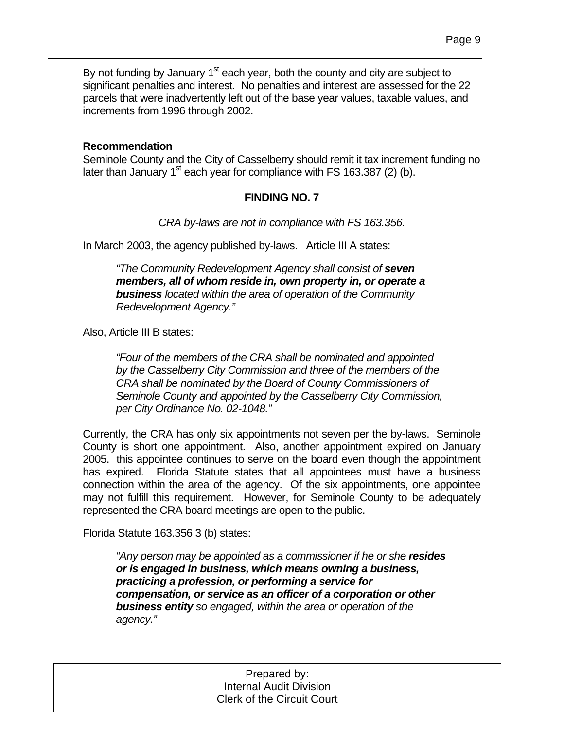By not funding by January 1st each year, both the county and city are subject to significant penalties and interest. No penalties and interest are assessed for the 22 parcels that were inadvertently left out of the base year values, taxable values, and increments from 1996 through 2002.

**Recommendation**

Seminole County and the City of Casselberry should remit it tax increment funding no later than January 1st each year for compliance with FS 163.387 (2) (b).

**FINDING NO. 7**

*CRA by-laws are not in compliance with FS 163.356.*

In March 2003, the agency published by-laws. Article III A states:

> *"The Community Redevelopment Agency shall consist of **seven members, all of whom reside in, own property in, or operate a business** located within the area of operation of the Community Redevelopment Agency."*

Also, Article III B states:

> *"Four of the members of the CRA shall be nominated and appointed by the Casselberry City Commission and three of the members of the CRA shall be nominated by the Board of County Commissioners of Seminole County and appointed by the Casselberry City Commission, per City Ordinance No. 02-1048."*

Currently, the CRA has only six appointments not seven per the by-laws. Seminole County is short one appointment. Also, another appointment expired on January 2005. this appointee continues to serve on the board even though the appointment has expired. Florida Statute states that all appointees must have a business connection within the area of the agency. Of the six appointments, one appointee may not fulfill this requirement. However, for Seminole County to be adequately represented the CRA board meetings are open to the public.

Florida Statute 163.356 3 (b) states:

> *"Any person may be appointed as a commissioner if he or she **resides or is engaged in business, which means owning a business, practicing a profession, or performing a service for compensation, or service as an officer of a corporation or other business entity** so engaged, within the area or operation of the agency."*

Prepared by:
Internal Audit Division
Clerk of the Circuit Court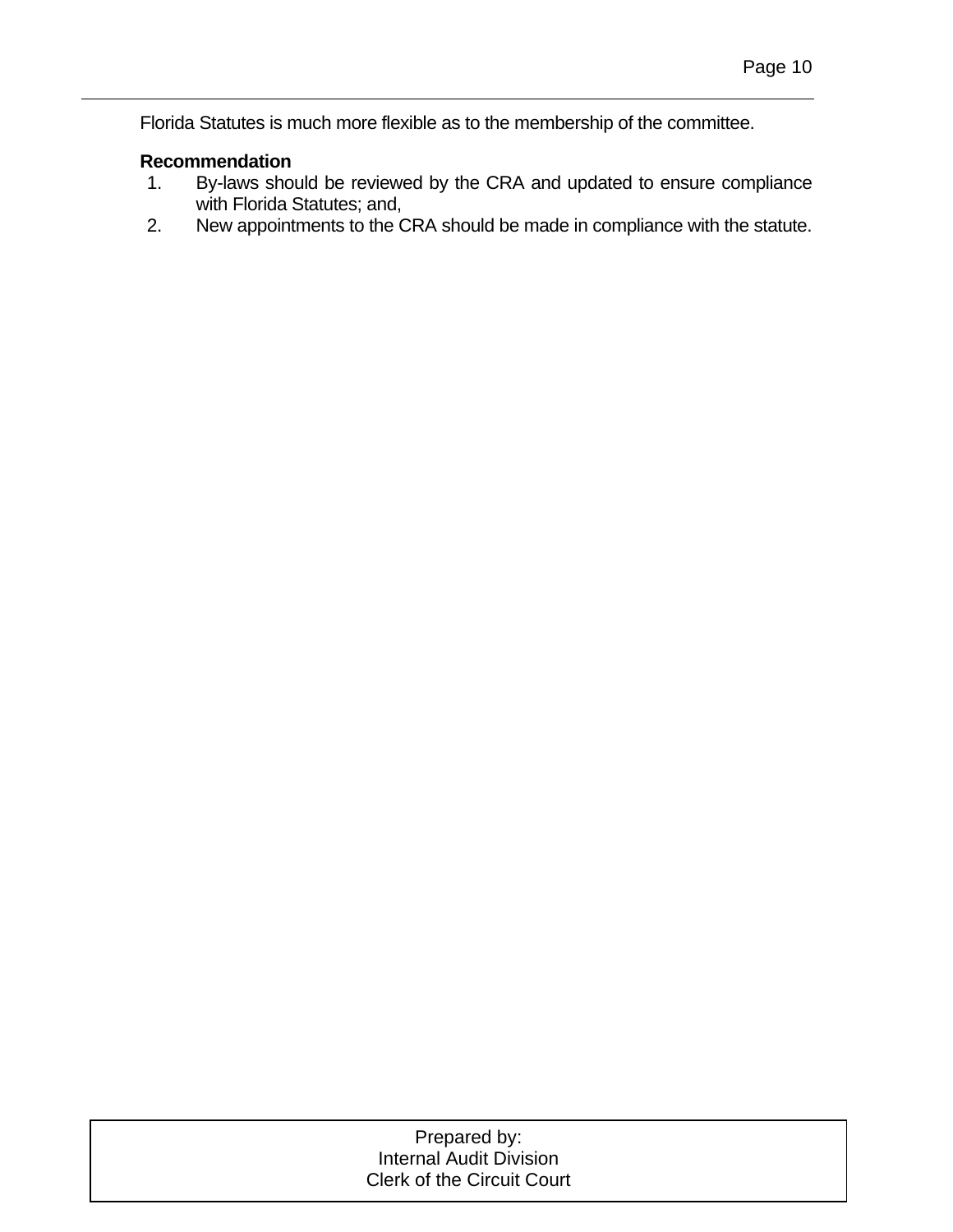Florida Statutes is much more flexible as to the membership of the committee.

**Recommendation**

1. By-laws should be reviewed by the CRA and updated to ensure compliance with Florida Statutes; and,
2. New appointments to the CRA should be made in compliance with the statute.

Prepared by:
Internal Audit Division
Clerk of the Circuit Court